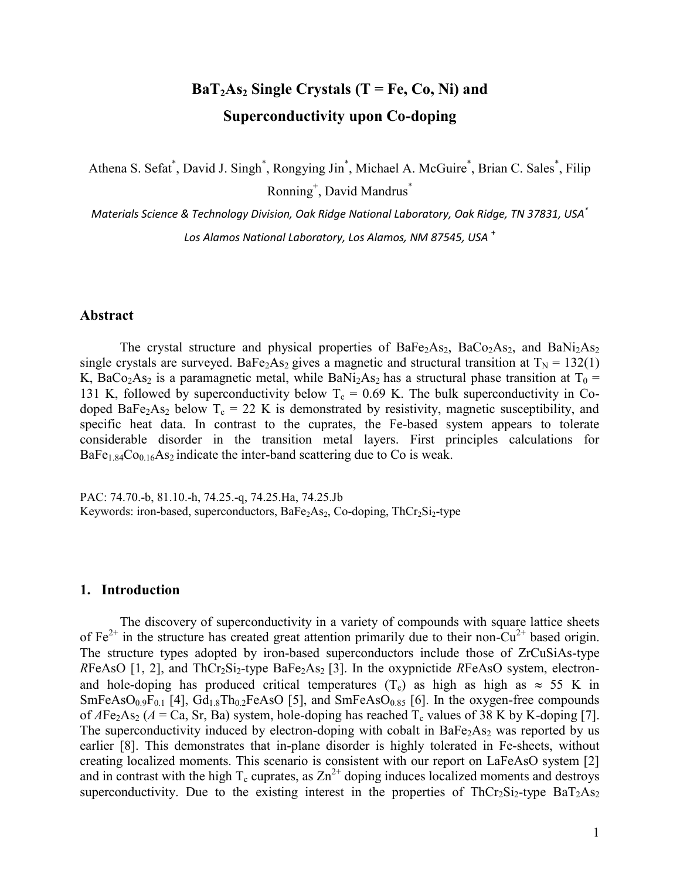# $BaT_2As_2$ Single Crystals (T = Fe, Co, Ni) and Superconductivity upon Co-doping

Athena S. Sefat[*], David J. Singh[*], Rongying Jin[*], Michael A. McGuire[*], Brian C. Sales[*], Filip Ronning[+], David Mandrus[*]

*Materials Science & Technology Division, Oak Ridge National Laboratory, Oak Ridge, TN 37831, USA*[*]

*Los Alamos National Laboratory, Los Alamos, NM 87545, USA* [+]

## Abstract

The crystal structure and physical properties of $BaFe_2As_2$, $BaCo_2As_2$, and $BaNi_2As_2$ single crystals are surveyed. $BaFe_2As_2$ gives a magnetic and structural transition at $T_N$ = 132(1) K, $BaCo_2As_2$ is a paramagnetic metal, while $BaNi_2As_2$ has a structural phase transition at $T_0$ = 131 K, followed by superconductivity below $T_c$ = 0.69 K. The bulk superconductivity in Co-doped $BaFe_2As_2$ below $T_c$ = 22 K is demonstrated by resistivity, magnetic susceptibility, and specific heat data. In contrast to the cuprates, the Fe-based system appears to tolerate considerable disorder in the transition metal layers. First principles calculations for $BaFe_{1.84}Co_{0.16}As_2$ indicate the inter-band scattering due to Co is weak.

PAC: 74.70.-b, 81.10.-h, 74.25.-q, 74.25.Ha, 74.25.Jb
Keywords: iron-based, superconductors, $BaFe_2As_2$, Co-doping, $ThCr_2Si_2$-type

## 1. Introduction

The discovery of superconductivity in a variety of compounds with square lattice sheets of $Fe^{2+}$ in the structure has created great attention primarily due to their non-$Cu^{2+}$ based origin. The structure types adopted by iron-based superconductors include those of ZrCuSiAs-type *R*FeAsO [1, 2], and $ThCr_2Si_2$-type $BaFe_2As_2$ [3]. In the oxypnictide *R*FeAsO system, electron- and hole-doping has produced critical temperatures ($T_c$) as high as high as ≈ 55 K in $SmFeAsO_{0.9}F_{0.1}$ [4], $Gd_{1.8}Th_{0.2}FeAsO$ [5], and $SmFeAsO_{0.85}$ [6]. In the oxygen-free compounds of $A Fe_2As_2$ (*A* = Ca, Sr, Ba) system, hole-doping has reached $T_c$ values of 38 K by K-doping [7]. The superconductivity induced by electron-doping with cobalt in $BaFe_2As_2$ was reported by us earlier [8]. This demonstrates that in-plane disorder is highly tolerated in Fe-sheets, without creating localized moments. This scenario is consistent with our report on LaFeAsO system [2] and in contrast with the high $T_c$ cuprates, as $Zn^{2+}$ doping induces localized moments and destroys superconductivity. Due to the existing interest in the properties of $ThCr_2Si_2$-type $BaT_2As_2$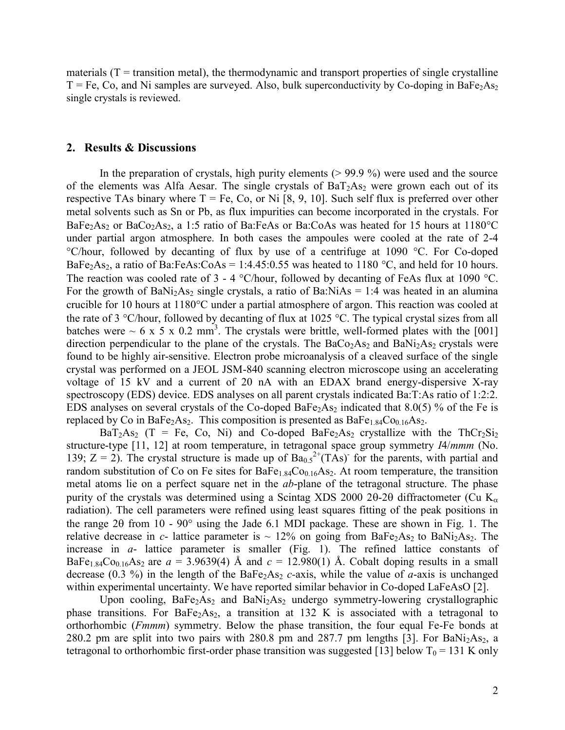materials (T = transition metal), the thermodynamic and transport properties of single crystalline T = Fe, Co, and Ni samples are surveyed. Also, bulk superconductivity by Co-doping in $BaFe_2As_2$ single crystals is reviewed.

## 2. Results & Discussions

In the preparation of crystals, high purity elements (> 99.9 %) were used and the source of the elements was Alfa Aesar. The single crystals of $BaT_2As_2$ were grown each out of its respective TAs binary where T = Fe, Co, or Ni [8, 9, 10]. Such self flux is preferred over other metal solvents such as Sn or Pb, as flux impurities can become incorporated in the crystals. For $BaFe_2As_2$ or $BaCo_2As_2$, a 1:5 ratio of Ba:FeAs or Ba:CoAs was heated for 15 hours at 1180°C under partial argon atmosphere. In both cases the ampoules were cooled at the rate of 2-4 °C/hour, followed by decanting of flux by use of a centrifuge at 1090 °C. For Co-doped $BaFe_2As_2$, a ratio of Ba:FeAs:CoAs = 1:4.45:0.55 was heated to 1180 °C, and held for 10 hours. The reaction was cooled rate of 3 - 4 °C/hour, followed by decanting of FeAs flux at 1090 °C. For the growth of $BaNi_2As_2$ single crystals, a ratio of Ba:NiAs = 1:4 was heated in an alumina crucible for 10 hours at 1180°C under a partial atmosphere of argon. This reaction was cooled at the rate of 3 °C/hour, followed by decanting of flux at 1025 °C. The typical crystal sizes from all batches were ~ 6 x 5 x 0.2 $mm^3$. The crystals were brittle, well-formed plates with the [001] direction perpendicular to the plane of the crystals. The $BaCo_2As_2$ and $BaNi_2As_2$ crystals were found to be highly air-sensitive. Electron probe microanalysis of a cleaved surface of the single crystal was performed on a JEOL JSM-840 scanning electron microscope using an accelerating voltage of 15 kV and a current of 20 nA with an EDAX brand energy-dispersive X-ray spectroscopy (EDS) device. EDS analyses on all parent crystals indicated Ba:T:As ratio of 1:2:2. EDS analyses on several crystals of the Co-doped $BaFe_2As_2$ indicated that 8.0(5) % of the Fe is replaced by Co in $BaFe_2As_2$. This composition is presented as $BaFe_{1.84}Co_{0.16}As_2$.

$BaT_2As_2$ (T = Fe, Co, Ni) and Co-doped $BaFe_2As_2$ crystallize with the $ThCr_2Si_2$ structure-type [11, 12] at room temperature, in tetragonal space group symmetry *I*4/*mmm* (No. 139; Z = 2). The crystal structure is made up of $Ba_{0.5}^{2+}(TAs)^-$ for the parents, with partial and random substitution of Co on Fe sites for $BaFe_{1.84}Co_{0.16}As_2$. At room temperature, the transition metal atoms lie on a perfect square net in the *ab*-plane of the tetragonal structure. The phase purity of the crystals was determined using a Scintag XDS 2000 2θ-2θ diffractometer (Cu $K_\alpha$ radiation). The cell parameters were refined using least squares fitting of the peak positions in the range 2θ from 10 - 90° using the Jade 6.1 MDI package. These are shown in Fig. 1. The relative decrease in *c*- lattice parameter is ~ 12% on going from $BaFe_2As_2$ to $BaNi_2As_2$. The increase in *a*- lattice parameter is smaller (Fig. 1). The refined lattice constants of $BaFe_{1.84}Co_{0.16}As_2$ are $a$ = 3.9639(4) Å and $c$ = 12.980(1) Å. Cobalt doping results in a small decrease (0.3 %) in the length of the $BaFe_2As_2$ *c*-axis, while the value of *a*-axis is unchanged within experimental uncertainty. We have reported similar behavior in Co-doped LaFeAsO [2].

Upon cooling, $BaFe_2As_2$ and $BaNi_2As_2$ undergo symmetry-lowering crystallographic phase transitions. For $BaFe_2As_2$, a transition at 132 K is associated with a tetragonal to orthorhombic (*Fmmm*) symmetry. Below the phase transition, the four equal Fe-Fe bonds at 280.2 pm are split into two pairs with 280.8 pm and 287.7 pm lengths [3]. For $BaNi_2As_2$, a tetragonal to orthorhombic first-order phase transition was suggested [13] below $T_0$ = 131 K only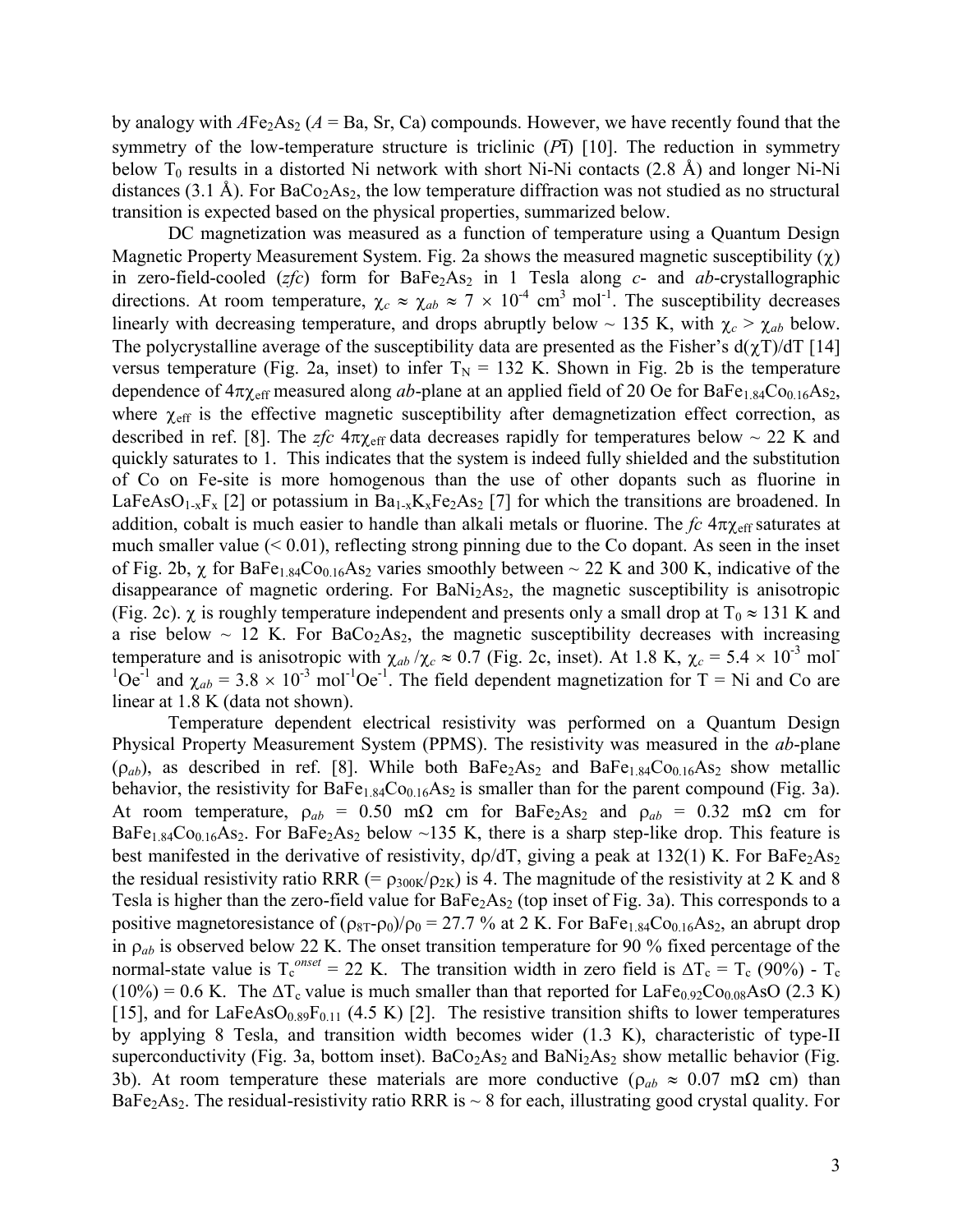by analogy with $A$Fe$_2$As$_2$ ($A$ = Ba, Sr, Ca) compounds. However, we have recently found that the symmetry of the low-temperature structure is triclinic ($P\bar{1}$) [10]. The reduction in symmetry below $T_0$ results in a distorted Ni network with short Ni-Ni contacts (2.8 Å) and longer Ni-Ni distances (3.1 Å). For $BaCo_2As_2$, the low temperature diffraction was not studied as no structural transition is expected based on the physical properties, summarized below.

DC magnetization was measured as a function of temperature using a Quantum Design Magnetic Property Measurement System. Fig. 2a shows the measured magnetic susceptibility ($\chi$) in zero-field-cooled (*zfc*) form for $BaFe_2As_2$ in 1 Tesla along *c*- and *ab*-crystallographic directions. At room temperature, $\chi_c \approx \chi_{ab} \approx 7 \times 10^{-4}$ cm$^3$ mol$^{-1}$. The susceptibility decreases linearly with decreasing temperature, and drops abruptly below ~ 135 K, with $\chi_c > \chi_{ab}$ below. The polycrystalline average of the susceptibility data are presented as the Fisher's $d(\chi T)/dT$ [14] versus temperature (Fig. 2a, inset) to infer $T_N$ = 132 K. Shown in Fig. 2b is the temperature dependence of $4\pi\chi_{eff}$ measured along *ab*-plane at an applied field of 20 Oe for $BaFe_{1.84}Co_{0.16}As_2$, where $\chi_{eff}$ is the effective magnetic susceptibility after demagnetization effect correction, as described in ref. [8]. The *zfc* $4\pi\chi_{eff}$ data decreases rapidly for temperatures below ~ 22 K and quickly saturates to 1. This indicates that the system is indeed fully shielded and the substitution of Co on Fe-site is more homogenous than the use of other dopants such as fluorine in $LaFeAsO_{1-x}F_x$ [2] or potassium in $Ba_{1-x}K_xFe_2As_2$ [7] for which the transitions are broadened. In addition, cobalt is much easier to handle than alkali metals or fluorine. The *fc* $4\pi\chi_{eff}$ saturates at much smaller value (< 0.01), reflecting strong pinning due to the Co dopant. As seen in the inset of Fig. 2b, $\chi$ for $BaFe_{1.84}Co_{0.16}As_2$ varies smoothly between ~ 22 K and 300 K, indicative of the disappearance of magnetic ordering. For $BaNi_2As_2$, the magnetic susceptibility is anisotropic (Fig. 2c). $\chi$ is roughly temperature independent and presents only a small drop at $T_0 \approx 131$ K and a rise below ~ 12 K. For $BaCo_2As_2$, the magnetic susceptibility decreases with increasing temperature and is anisotropic with $\chi_{ab}/\chi_c \approx 0.7$ (Fig. 2c, inset). At 1.8 K, $\chi_c = 5.4 \times 10^{-3}$ mol$^{-1}$Oe$^{-1}$ and $\chi_{ab} = 3.8 \times 10^{-3}$ mol$^{-1}$Oe$^{-1}$. The field dependent magnetization for T = Ni and Co are linear at 1.8 K (data not shown).

Temperature dependent electrical resistivity was performed on a Quantum Design Physical Property Measurement System (PPMS). The resistivity was measured in the *ab*-plane ($\rho_{ab}$), as described in ref. [8]. While both $BaFe_2As_2$ and $BaFe_{1.84}Co_{0.16}As_2$ show metallic behavior, the resistivity for $BaFe_{1.84}Co_{0.16}As_2$ is smaller than for the parent compound (Fig. 3a). At room temperature, $\rho_{ab}$ = 0.50 mΩ cm for $BaFe_2As_2$ and $\rho_{ab}$ = 0.32 mΩ cm for $BaFe_{1.84}Co_{0.16}As_2$. For $BaFe_2As_2$ below ~135 K, there is a sharp step-like drop. This feature is best manifested in the derivative of resistivity, $d\rho/dT$, giving a peak at 132(1) K. For $BaFe_2As_2$ the residual resistivity ratio RRR (= $\rho_{300K}/\rho_{2K}$) is 4. The magnitude of the resistivity at 2 K and 8 Tesla is higher than the zero-field value for $BaFe_2As_2$ (top inset of Fig. 3a). This corresponds to a positive magnetoresistance of $(\rho_{8T}-\rho_0)/\rho_0$ = 27.7 % at 2 K. For $BaFe_{1.84}Co_{0.16}As_2$, an abrupt drop in $\rho_{ab}$ is observed below 22 K. The onset transition temperature for 90 % fixed percentage of the normal-state value is $T_c^{onset}$ = 22 K. The transition width in zero field is $\Delta T_c = T_c$ (90%) - $T_c$ (10%) = 0.6 K. The $\Delta T_c$ value is much smaller than that reported for $LaFe_{0.92}Co_{0.08}AsO$ (2.3 K) [15], and for $LaFeAsO_{0.89}F_{0.11}$ (4.5 K) [2]. The resistive transition shifts to lower temperatures by applying 8 Tesla, and transition width becomes wider (1.3 K), characteristic of type-II superconductivity (Fig. 3a, bottom inset). $BaCo_2As_2$ and $BaNi_2As_2$ show metallic behavior (Fig. 3b). At room temperature these materials are more conductive ($\rho_{ab} \approx 0.07$ mΩ cm) than $BaFe_2As_2$. The residual-resistivity ratio RRR is ~ 8 for each, illustrating good crystal quality. For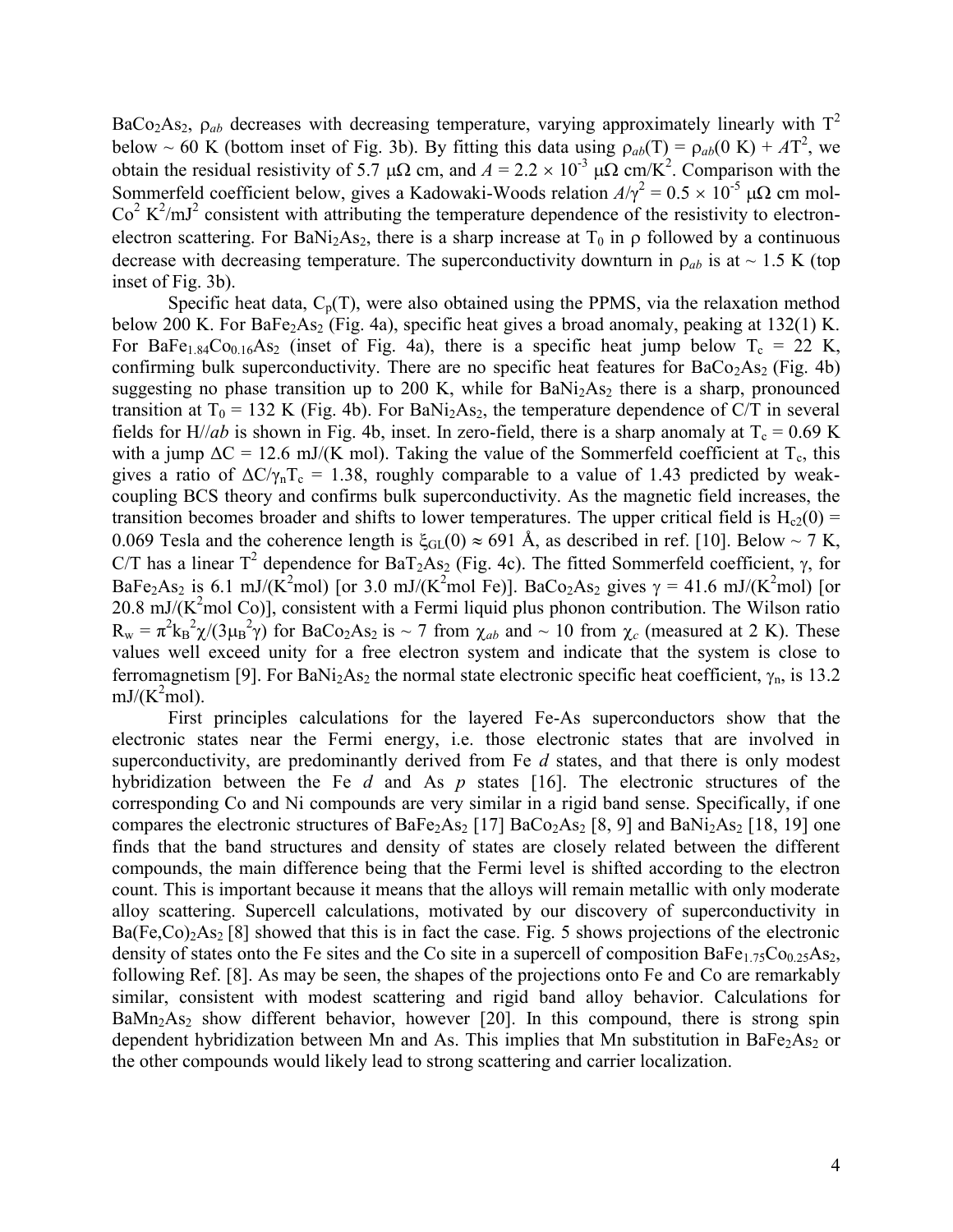$BaCo_2As_2$, $\rho_{ab}$ decreases with decreasing temperature, varying approximately linearly with $T^2$ below ~ 60 K (bottom inset of Fig. 3b). By fitting this data using $\rho_{ab}(T) = \rho_{ab}(0\text{ K}) + AT^2$, we obtain the residual resistivity of 5.7 μΩ cm, and $A = 2.2 \times 10^{-3}$ μΩ cm/K$^2$. Comparison with the Sommerfeld coefficient below, gives a Kadowaki-Woods relation $A/\gamma^2 = 0.5 \times 10^{-5}$ μΩ cm mol-Co$^2$ K$^2$/mJ$^2$ consistent with attributing the temperature dependence of the resistivity to electron-electron scattering. For $BaNi_2As_2$, there is a sharp increase at $T_0$ in ρ followed by a continuous decrease with decreasing temperature. The superconductivity downturn in $\rho_{ab}$ is at ~ 1.5 K (top inset of Fig. 3b).

Specific heat data, $C_p(T)$, were also obtained using the PPMS, via the relaxation method below 200 K. For $BaFe_2As_2$ (Fig. 4a), specific heat gives a broad anomaly, peaking at 132(1) K. For $BaFe_{1.84}Co_{0.16}As_2$ (inset of Fig. 4a), there is a specific heat jump below $T_c$ = 22 K, confirming bulk superconductivity. There are no specific heat features for $BaCo_2As_2$ (Fig. 4b) suggesting no phase transition up to 200 K, while for $BaNi_2As_2$ there is a sharp, pronounced transition at $T_0$ = 132 K (Fig. 4b). For $BaNi_2As_2$, the temperature dependence of C/T in several fields for H//*ab* is shown in Fig. 4b, inset. In zero-field, there is a sharp anomaly at $T_c$ = 0.69 K with a jump $\Delta C$ = 12.6 mJ/(K mol). Taking the value of the Sommerfeld coefficient at $T_c$, this gives a ratio of $\Delta C/\gamma_n T_c = 1.38$, roughly comparable to a value of 1.43 predicted by weak-coupling BCS theory and confirms bulk superconductivity. As the magnetic field increases, the transition becomes broader and shifts to lower temperatures. The upper critical field is $H_{c2}(0)$ = 0.069 Tesla and the coherence length is $\xi_{GL}(0) \approx 691$ Å, as described in ref. [10]. Below ~ 7 K, C/T has a linear $T^2$ dependence for $BaT_2As_2$ (Fig. 4c). The fitted Sommerfeld coefficient, γ, for $BaFe_2As_2$ is 6.1 mJ/(K$^2$mol) [or 3.0 mJ/(K$^2$mol Fe)]. $BaCo_2As_2$ gives γ = 41.6 mJ/(K$^2$mol) [or 20.8 mJ/(K$^2$mol Co)], consistent with a Fermi liquid plus phonon contribution. The Wilson ratio $R_w = \pi^2 k_B^2 \chi/(3\mu_B^2\gamma)$ for $BaCo_2As_2$ is ~ 7 from $\chi_{ab}$ and ~ 10 from $\chi_c$ (measured at 2 K). These values well exceed unity for a free electron system and indicate that the system is close to ferromagnetism [9]. For $BaNi_2As_2$ the normal state electronic specific heat coefficient, $\gamma_n$, is 13.2 mJ/(K$^2$mol).

First principles calculations for the layered Fe-As superconductors show that the electronic states near the Fermi energy, i.e. those electronic states that are involved in superconductivity, are predominantly derived from Fe *d* states, and that there is only modest hybridization between the Fe *d* and As *p* states [16]. The electronic structures of the corresponding Co and Ni compounds are very similar in a rigid band sense. Specifically, if one compares the electronic structures of $BaFe_2As_2$ [17] $BaCo_2As_2$ [8, 9] and $BaNi_2As_2$ [18, 19] one finds that the band structures and density of states are closely related between the different compounds, the main difference being that the Fermi level is shifted according to the electron count. This is important because it means that the alloys will remain metallic with only moderate alloy scattering. Supercell calculations, motivated by our discovery of superconductivity in $Ba(Fe,Co)_2As_2$ [8] showed that this is in fact the case. Fig. 5 shows projections of the electronic density of states onto the Fe sites and the Co site in a supercell of composition $BaFe_{1.75}Co_{0.25}As_2$, following Ref. [8]. As may be seen, the shapes of the projections onto Fe and Co are remarkably similar, consistent with modest scattering and rigid band alloy behavior. Calculations for $BaMn_2As_2$ show different behavior, however [20]. In this compound, there is strong spin dependent hybridization between Mn and As. This implies that Mn substitution in $BaFe_2As_2$ or the other compounds would likely lead to strong scattering and carrier localization.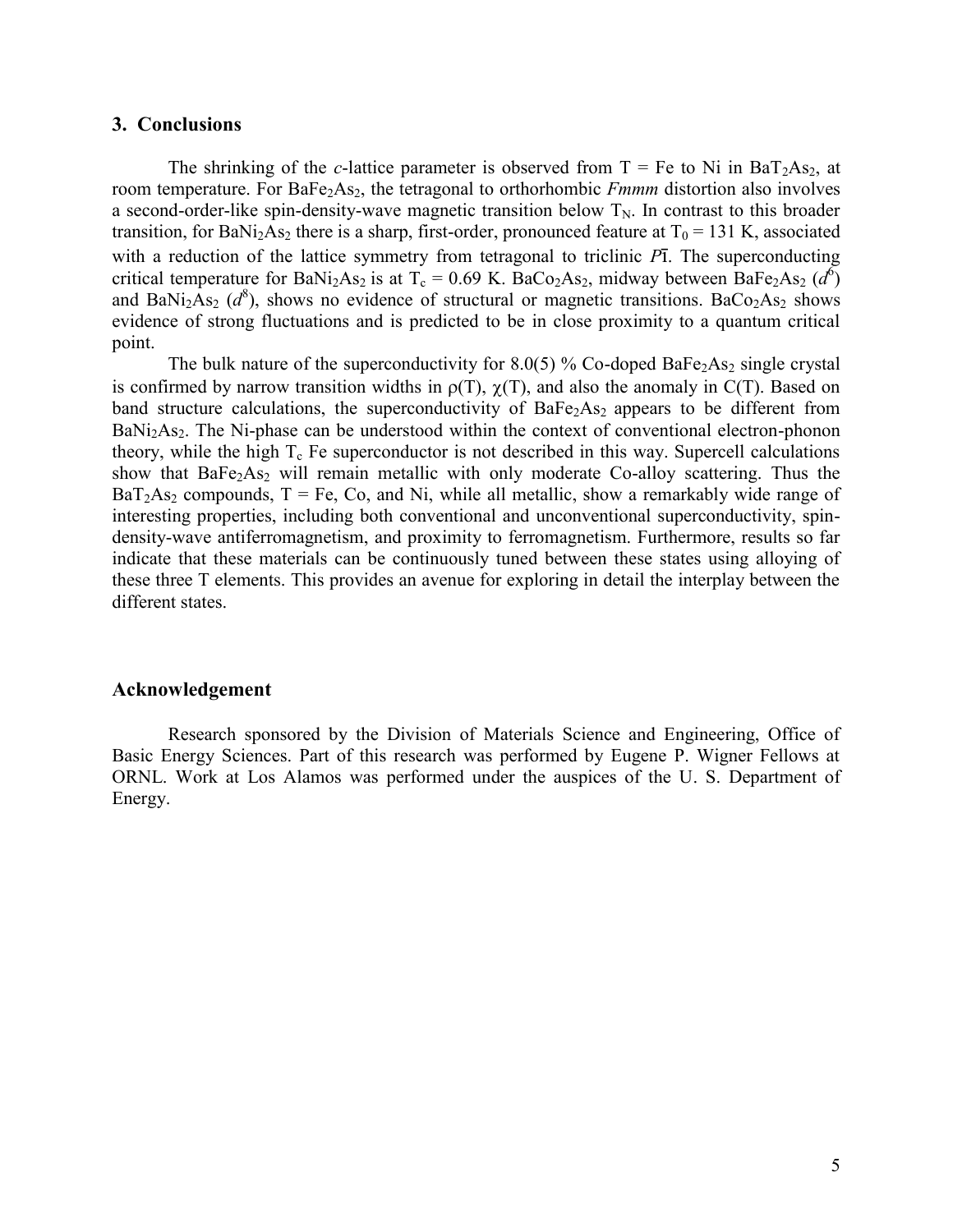## 3. Conclusions

The shrinking of the *c*-lattice parameter is observed from T = Fe to Ni in $BaT_2As_2$, at room temperature. For $BaFe_2As_2$, the tetragonal to orthorhombic *Fmmm* distortion also involves a second-order-like spin-density-wave magnetic transition below $T_N$. In contrast to this broader transition, for $BaNi_2As_2$ there is a sharp, first-order, pronounced feature at $T_0 = 131$ K, associated with a reduction of the lattice symmetry from tetragonal to triclinic $P\bar{1}$. The superconducting critical temperature for $BaNi_2As_2$ is at $T_c = 0.69$ K. $BaCo_2As_2$, midway between $BaFe_2As_2$ ($d^6$) and $BaNi_2As_2$ ($d^8$), shows no evidence of structural or magnetic transitions. $BaCo_2As_2$ shows evidence of strong fluctuations and is predicted to be in close proximity to a quantum critical point.

The bulk nature of the superconductivity for 8.0(5) % Co-doped $BaFe_2As_2$ single crystal is confirmed by narrow transition widths in $\rho(T)$, $\chi(T)$, and also the anomaly in $C(T)$. Based on band structure calculations, the superconductivity of $BaFe_2As_2$ appears to be different from $BaNi_2As_2$. The Ni-phase can be understood within the context of conventional electron-phonon theory, while the high $T_c$ Fe superconductor is not described in this way. Supercell calculations show that $BaFe_2As_2$ will remain metallic with only moderate Co-alloy scattering. Thus the $BaT_2As_2$ compounds, T = Fe, Co, and Ni, while all metallic, show a remarkably wide range of interesting properties, including both conventional and unconventional superconductivity, spin-density-wave antiferromagnetism, and proximity to ferromagnetism. Furthermore, results so far indicate that these materials can be continuously tuned between these states using alloying of these three T elements. This provides an avenue for exploring in detail the interplay between the different states.

## Acknowledgement

Research sponsored by the Division of Materials Science and Engineering, Office of Basic Energy Sciences. Part of this research was performed by Eugene P. Wigner Fellows at ORNL. Work at Los Alamos was performed under the auspices of the U. S. Department of Energy.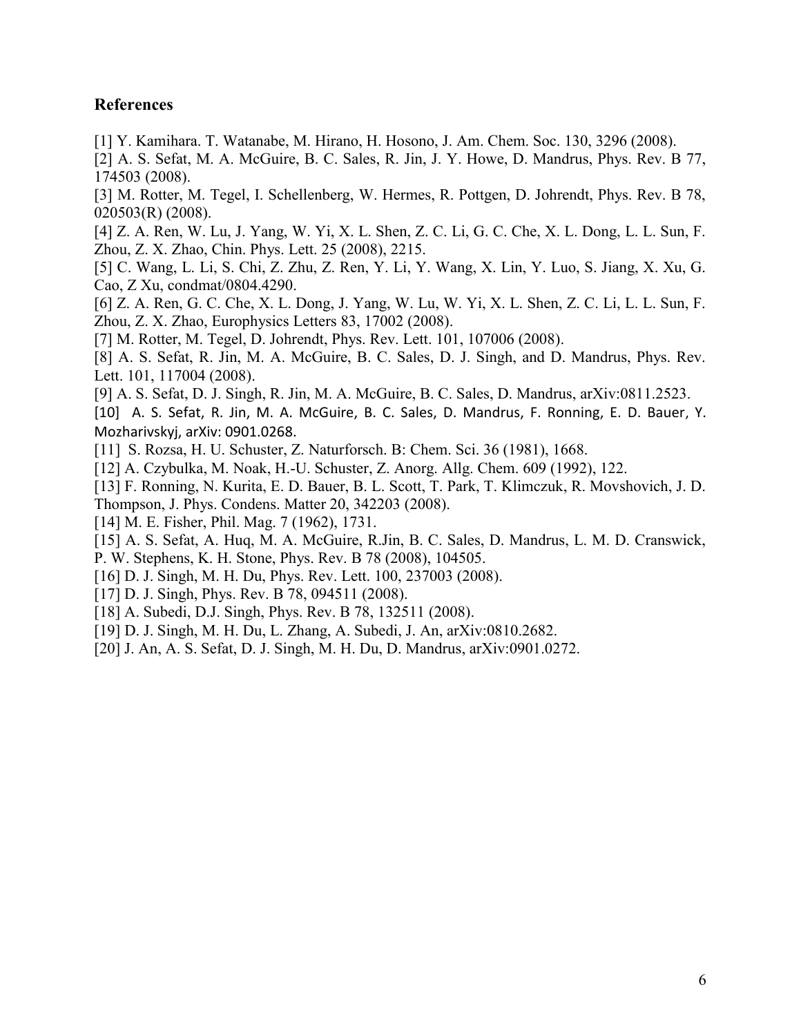## References

[1] Y. Kamihara. T. Watanabe, M. Hirano, H. Hosono, J. Am. Chem. Soc. 130, 3296 (2008).

[2] A. S. Sefat, M. A. McGuire, B. C. Sales, R. Jin, J. Y. Howe, D. Mandrus, Phys. Rev. B 77, 174503 (2008).

[3] M. Rotter, M. Tegel, I. Schellenberg, W. Hermes, R. Pottgen, D. Johrendt, Phys. Rev. B 78, 020503(R) (2008).

[4] Z. A. Ren, W. Lu, J. Yang, W. Yi, X. L. Shen, Z. C. Li, G. C. Che, X. L. Dong, L. L. Sun, F. Zhou, Z. X. Zhao, Chin. Phys. Lett. 25 (2008), 2215.

[5] C. Wang, L. Li, S. Chi, Z. Zhu, Z. Ren, Y. Li, Y. Wang, X. Lin, Y. Luo, S. Jiang, X. Xu, G. Cao, Z Xu, condmat/0804.4290.

[6] Z. A. Ren, G. C. Che, X. L. Dong, J. Yang, W. Lu, W. Yi, X. L. Shen, Z. C. Li, L. L. Sun, F. Zhou, Z. X. Zhao, Europhysics Letters 83, 17002 (2008).

[7] M. Rotter, M. Tegel, D. Johrendt, Phys. Rev. Lett. 101, 107006 (2008).

[8] A. S. Sefat, R. Jin, M. A. McGuire, B. C. Sales, D. J. Singh, and D. Mandrus, Phys. Rev. Lett. 101, 117004 (2008).

[9] A. S. Sefat, D. J. Singh, R. Jin, M. A. McGuire, B. C. Sales, D. Mandrus, arXiv:0811.2523.

[10] A. S. Sefat, R. Jin, M. A. McGuire, B. C. Sales, D. Mandrus, F. Ronning, E. D. Bauer, Y. Mozharivskyj, arXiv: 0901.0268.

[11] S. Rozsa, H. U. Schuster, Z. Naturforsch. B: Chem. Sci. 36 (1981), 1668.

[12] A. Czybulka, M. Noak, H.-U. Schuster, Z. Anorg. Allg. Chem. 609 (1992), 122.

[13] F. Ronning, N. Kurita, E. D. Bauer, B. L. Scott, T. Park, T. Klimczuk, R. Movshovich, J. D. Thompson, J. Phys. Condens. Matter 20, 342203 (2008).

[14] M. E. Fisher, Phil. Mag. 7 (1962), 1731.

[15] A. S. Sefat, A. Huq, M. A. McGuire, R.Jin, B. C. Sales, D. Mandrus, L. M. D. Cranswick, P. W. Stephens, K. H. Stone, Phys. Rev. B 78 (2008), 104505.

[16] D. J. Singh, M. H. Du, Phys. Rev. Lett. 100, 237003 (2008).

[17] D. J. Singh, Phys. Rev. B 78, 094511 (2008).

[18] A. Subedi, D.J. Singh, Phys. Rev. B 78, 132511 (2008).

[19] D. J. Singh, M. H. Du, L. Zhang, A. Subedi, J. An, arXiv:0810.2682.

[20] J. An, A. S. Sefat, D. J. Singh, M. H. Du, D. Mandrus, arXiv:0901.0272.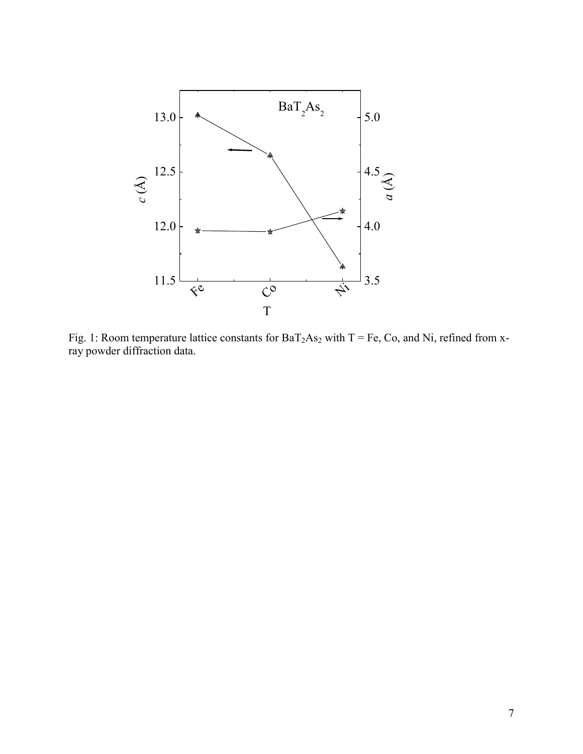Fig. 1: Room temperature lattice constants for $BaT_2As_2$ with T = Fe, Co, and Ni, refined from x-ray powder diffraction data.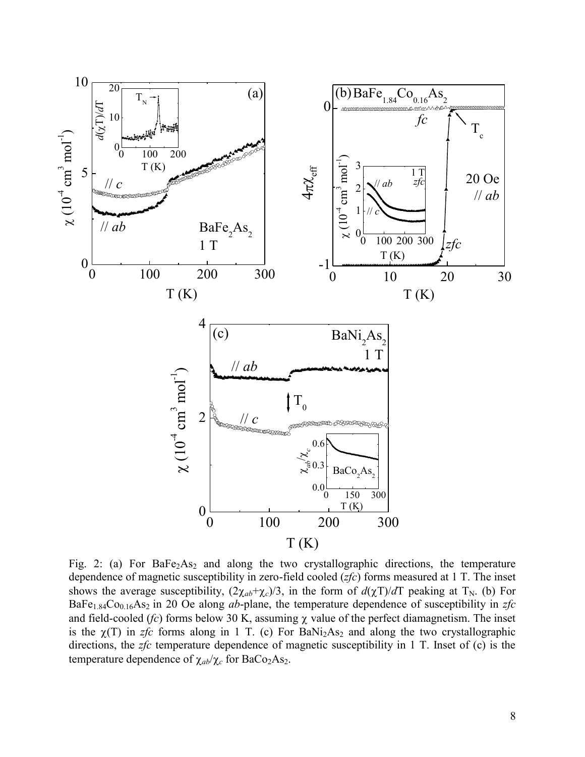Fig. 2: (a) For $BaFe_2As_2$ and along the two crystallographic directions, the temperature dependence of magnetic susceptibility in zero-field cooled (*zfc*) forms measured at 1 T. The inset shows the average susceptibility, $(2\chi_{ab}+\chi_c)/3$, in the form of $d(\chi T)/dT$ peaking at $T_N$. (b) For $BaFe_{1.84}Co_{0.16}As_2$ in 20 Oe along *ab*-plane, the temperature dependence of susceptibility in *zfc* and field-cooled (*fc*) forms below 30 K, assuming $\chi$ value of the perfect diamagnetism. The inset is the $\chi(T)$ in *zfc* forms along in 1 T. (c) For $BaNi_2As_2$ and along the two crystallographic directions, the *zfc* temperature dependence of magnetic susceptibility in 1 T. Inset of (c) is the temperature dependence of $\chi_{ab}/\chi_c$ for $BaCo_2As_2$.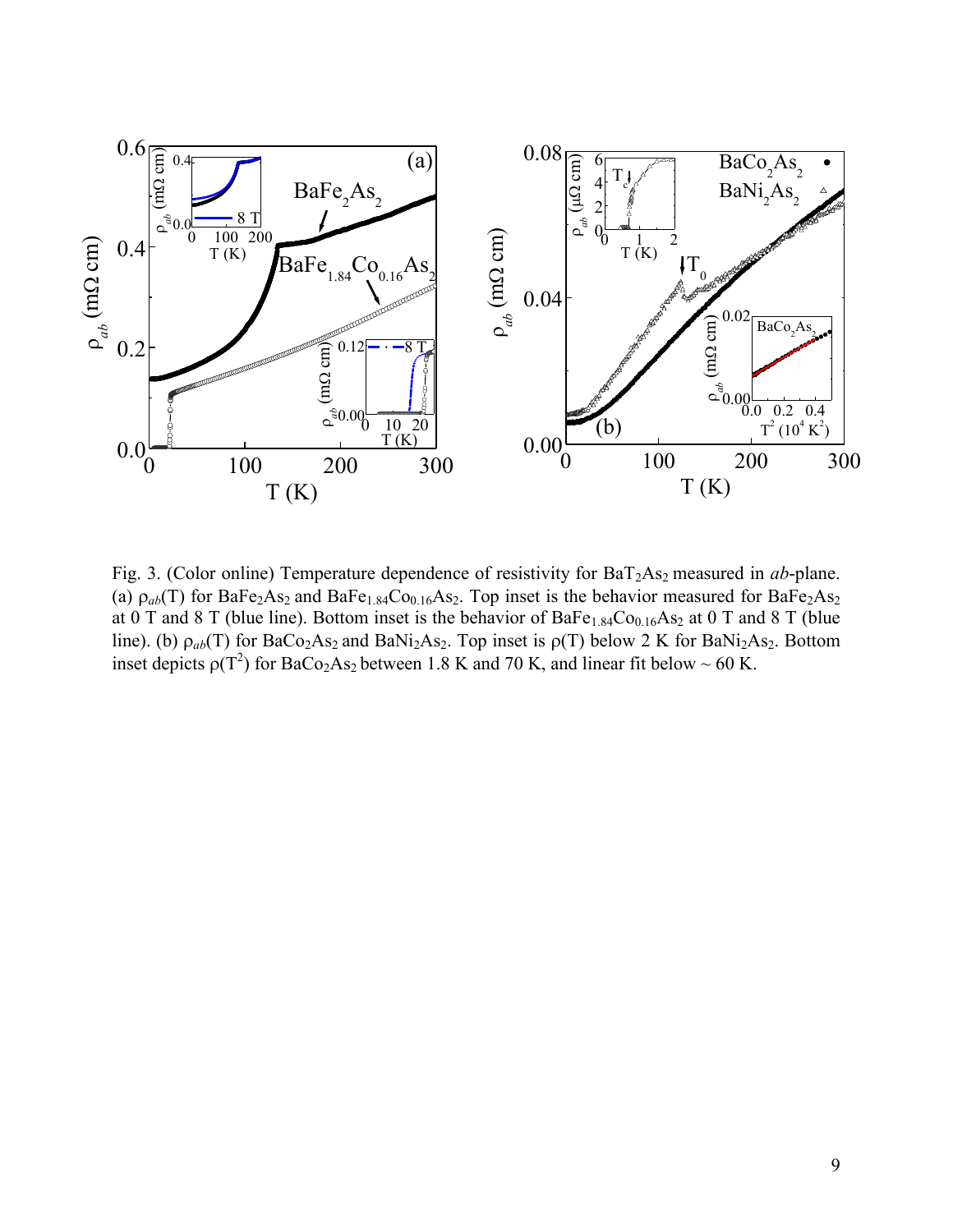Fig. 3. (Color online) Temperature dependence of resistivity for $BaT_2As_2$ measured in *ab*-plane. (a) $\rho_{ab}(T)$ for $BaFe_2As_2$ and $BaFe_{1.84}Co_{0.16}As_2$. Top inset is the behavior measured for $BaFe_2As_2$ at 0 T and 8 T (blue line). Bottom inset is the behavior of $BaFe_{1.84}Co_{0.16}As_2$ at 0 T and 8 T (blue line). (b) $\rho_{ab}(T)$ for $BaCo_2As_2$ and $BaNi_2As_2$. Top inset is $\rho(T)$ below 2 K for $BaNi_2As_2$. Bottom inset depicts $\rho(T^2)$ for $BaCo_2As_2$ between 1.8 K and 70 K, and linear fit below ~ 60 K.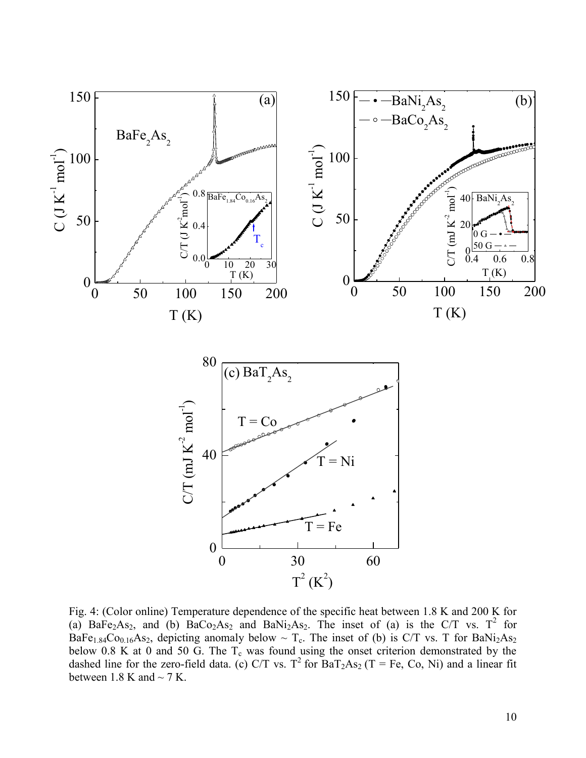Fig. 4: (Color online) Temperature dependence of the specific heat between 1.8 K and 200 K for (a) $BaFe_2As_2$, and (b) $BaCo_2As_2$ and $BaNi_2As_2$. The inset of (a) is the C/T vs. $T^2$ for $BaFe_{1.84}Co_{0.16}As_2$, depicting anomaly below ~ $T_c$. The inset of (b) is C/T vs. T for $BaNi_2As_2$ below 0.8 K at 0 and 50 G. The $T_c$ was found using the onset criterion demonstrated by the dashed line for the zero-field data. (c) C/T vs. $T^2$ for $BaT_2As_2$ (T = Fe, Co, Ni) and a linear fit between 1.8 K and ~ 7 K.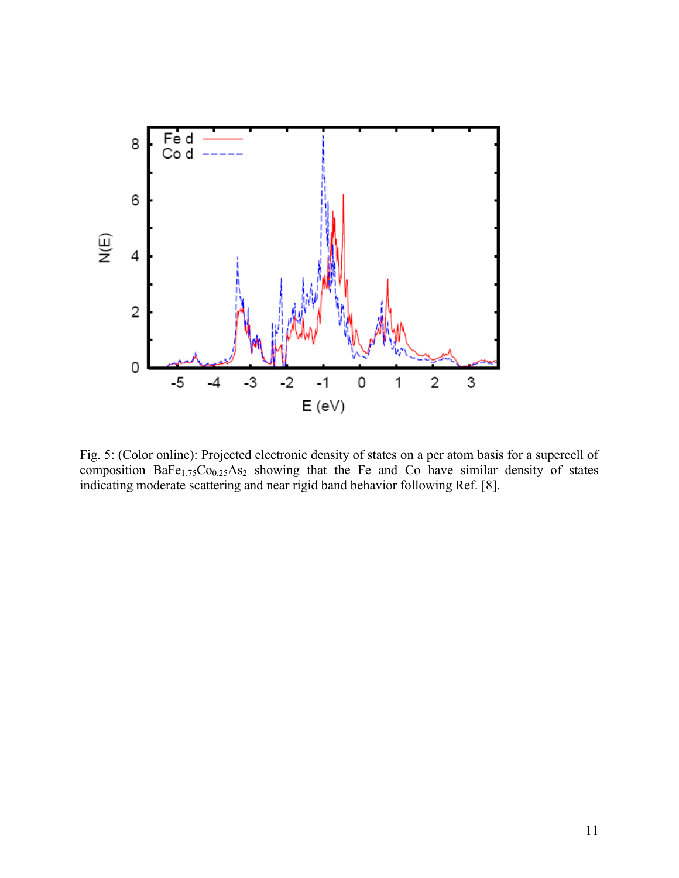Fe d

Co d

N(E)

0

2

4

6

8

-5

-4

-3

-2

-1

0

1

2

3

E (eV)

Fig. 5: (Color online): Projected electronic density of states on a per atom basis for a supercell of composition $BaFe_{1.75}Co_{0.25}As_2$ showing that the Fe and Co have similar density of states indicating moderate scattering and near rigid band behavior following Ref. [8].